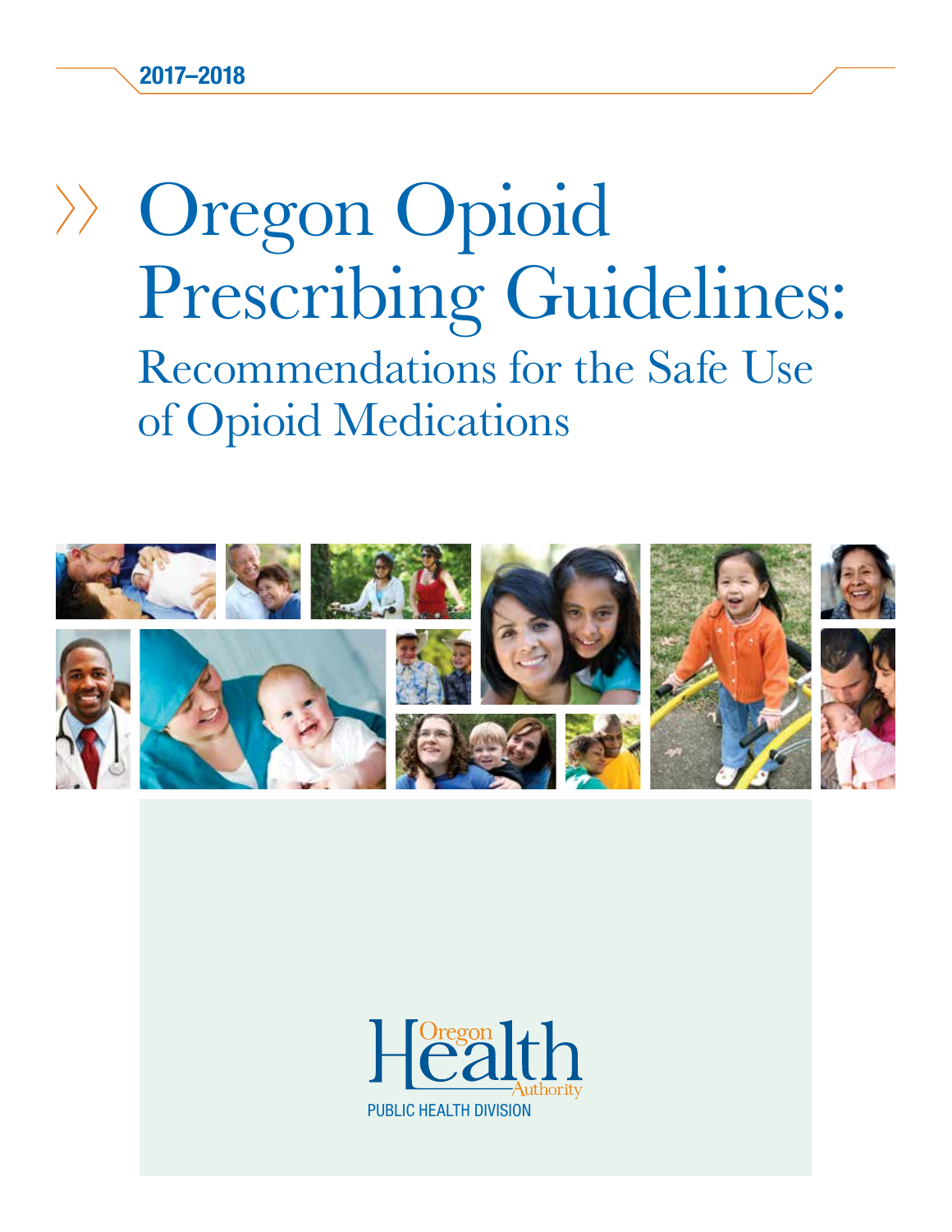2017–2018

# Oregon Opioid Prescribing Guidelines:

## Recommendations for the Safe Use of Opioid Medications

Oregon Health Authority

PUBLIC HEALTH DIVISION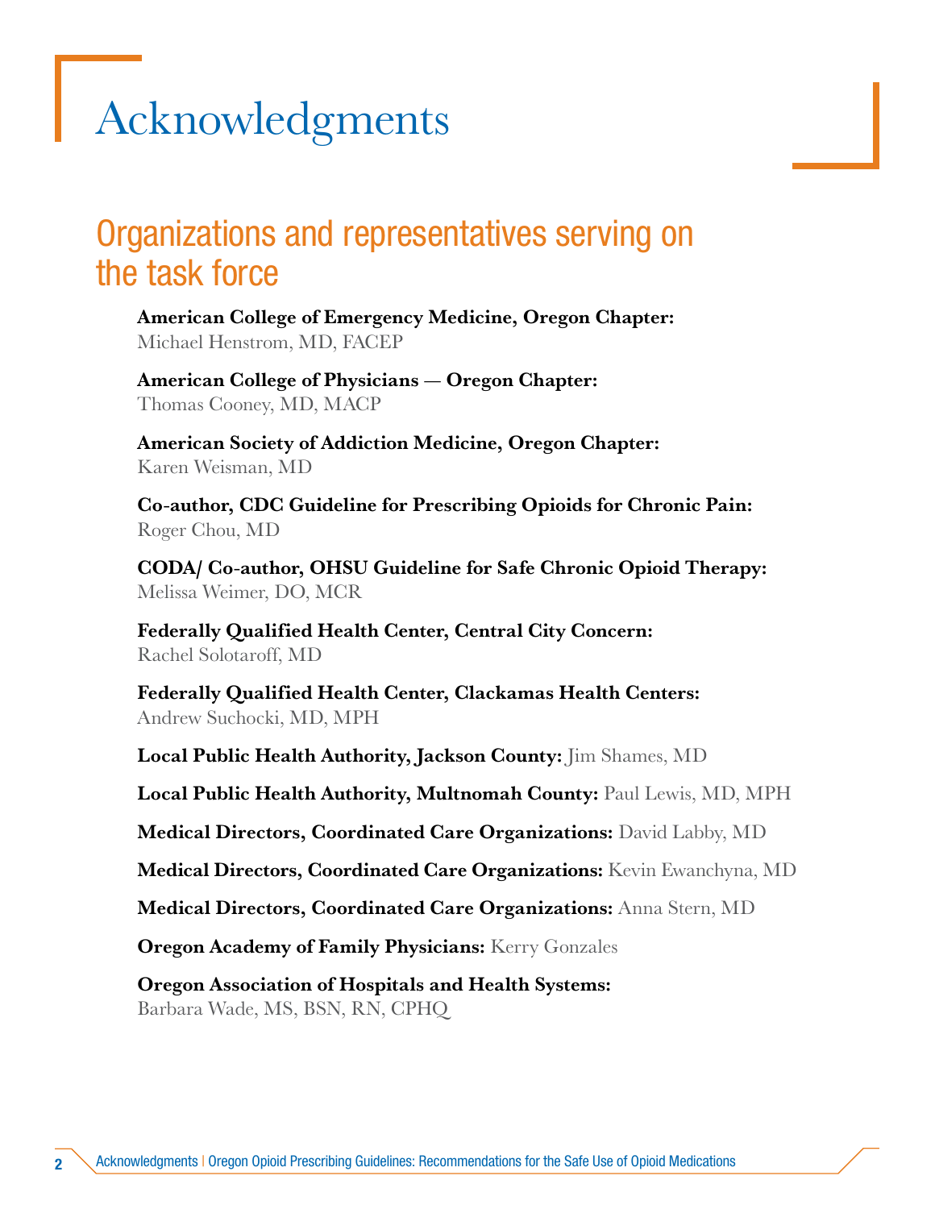# Acknowledgments

## Organizations and representatives serving on the task force

**American College of Emergency Medicine, Oregon Chapter:**
Michael Henstrom, MD, FACEP

**American College of Physicians — Oregon Chapter:**
Thomas Cooney, MD, MACP

**American Society of Addiction Medicine, Oregon Chapter:**
Karen Weisman, MD

**Co-author, CDC Guideline for Prescribing Opioids for Chronic Pain:**
Roger Chou, MD

**CODA/ Co-author, OHSU Guideline for Safe Chronic Opioid Therapy:**
Melissa Weimer, DO, MCR

**Federally Qualified Health Center, Central City Concern:**
Rachel Solotaroff, MD

**Federally Qualified Health Center, Clackamas Health Centers:**
Andrew Suchocki, MD, MPH

**Local Public Health Authority, Jackson County:** Jim Shames, MD

**Local Public Health Authority, Multnomah County:** Paul Lewis, MD, MPH

**Medical Directors, Coordinated Care Organizations:** David Labby, MD

**Medical Directors, Coordinated Care Organizations:** Kevin Ewanchyna, MD

**Medical Directors, Coordinated Care Organizations:** Anna Stern, MD

**Oregon Academy of Family Physicians:** Kerry Gonzales

**Oregon Association of Hospitals and Health Systems:**
Barbara Wade, MS, BSN, RN, CPHQ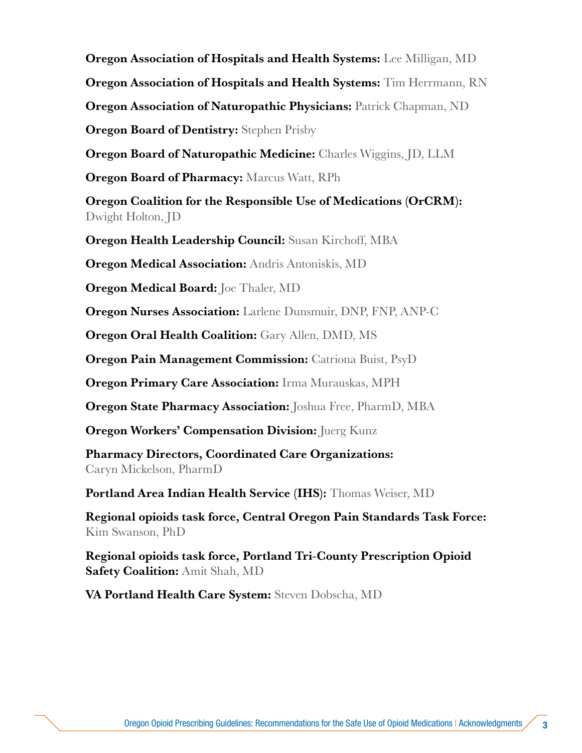**Oregon Association of Hospitals and Health Systems:** Lee Milligan, MD

**Oregon Association of Hospitals and Health Systems:** Tim Herrmann, RN

**Oregon Association of Naturopathic Physicians:** Patrick Chapman, ND

**Oregon Board of Dentistry:** Stephen Prisby

**Oregon Board of Naturopathic Medicine:** Charles Wiggins, JD, LLM

**Oregon Board of Pharmacy:** Marcus Watt, RPh

**Oregon Coalition for the Responsible Use of Medications (OrCRM):** Dwight Holton, JD

**Oregon Health Leadership Council:** Susan Kirchoff, MBA

**Oregon Medical Association:** Andris Antoniskis, MD

**Oregon Medical Board:** Joe Thaler, MD

**Oregon Nurses Association:** Larlene Dunsmuir, DNP, FNP, ANP-C

**Oregon Oral Health Coalition:** Gary Allen, DMD, MS

**Oregon Pain Management Commission:** Catriona Buist, PsyD

**Oregon Primary Care Association:** Irma Murauskas, MPH

**Oregon State Pharmacy Association:** Joshua Free, PharmD, MBA

**Oregon Workers' Compensation Division:** Juerg Kunz

**Pharmacy Directors, Coordinated Care Organizations:** Caryn Mickelson, PharmD

**Portland Area Indian Health Service (IHS):** Thomas Weiser, MD

**Regional opioids task force, Central Oregon Pain Standards Task Force:** Kim Swanson, PhD

**Regional opioids task force, Portland Tri-County Prescription Opioid Safety Coalition:** Amit Shah, MD

**VA Portland Health Care System:** Steven Dobscha, MD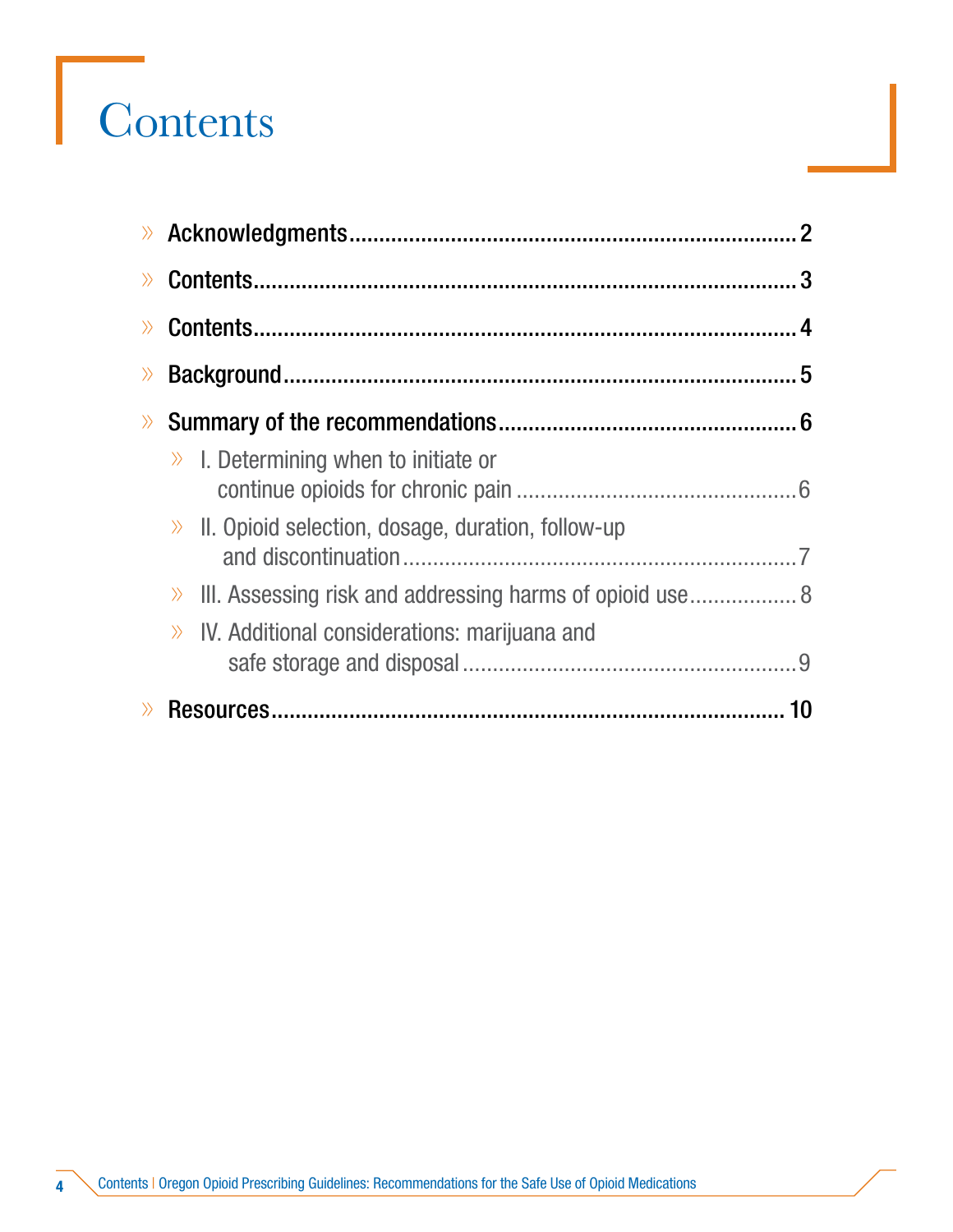# Contents

- Acknowledgments........................................................................ 2
- Contents........................................................................ 3
- Contents........................................................................ 4
- Background........................................................................ 5
- Summary of the recommendations........................................ 6
  - I. Determining when to initiate or continue opioids for chronic pain........................................ 6
  - II. Opioid selection, dosage, duration, follow-up and discontinuation........................................ 7
  - III. Assessing risk and addressing harms of opioid use........................................ 8
  - IV. Additional considerations: marijuana and safe storage and disposal........................................ 9
- Resources........................................................................ 10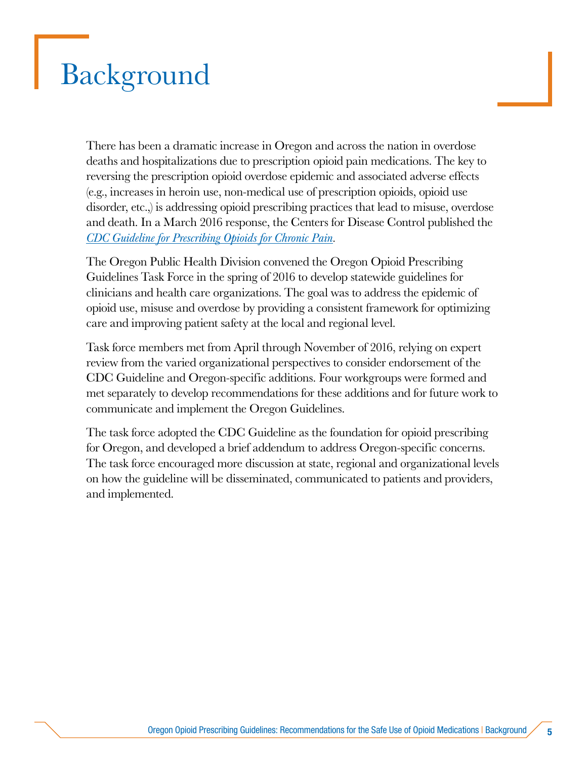# Background

There has been a dramatic increase in Oregon and across the nation in overdose deaths and hospitalizations due to prescription opioid pain medications. The key to reversing the prescription opioid overdose epidemic and associated adverse effects (e.g., increases in heroin use, non-medical use of prescription opioids, opioid use disorder, etc.,) is addressing opioid prescribing practices that lead to misuse, overdose and death. In a March 2016 response, the Centers for Disease Control published the *CDC Guideline for Prescribing Opioids for Chronic Pain*.

The Oregon Public Health Division convened the Oregon Opioid Prescribing Guidelines Task Force in the spring of 2016 to develop statewide guidelines for clinicians and health care organizations. The goal was to address the epidemic of opioid use, misuse and overdose by providing a consistent framework for optimizing care and improving patient safety at the local and regional level.

Task force members met from April through November of 2016, relying on expert review from the varied organizational perspectives to consider endorsement of the CDC Guideline and Oregon-specific additions. Four workgroups were formed and met separately to develop recommendations for these additions and for future work to communicate and implement the Oregon Guidelines.

The task force adopted the CDC Guideline as the foundation for opioid prescribing for Oregon, and developed a brief addendum to address Oregon-specific concerns. The task force encouraged more discussion at state, regional and organizational levels on how the guideline will be disseminated, communicated to patients and providers, and implemented.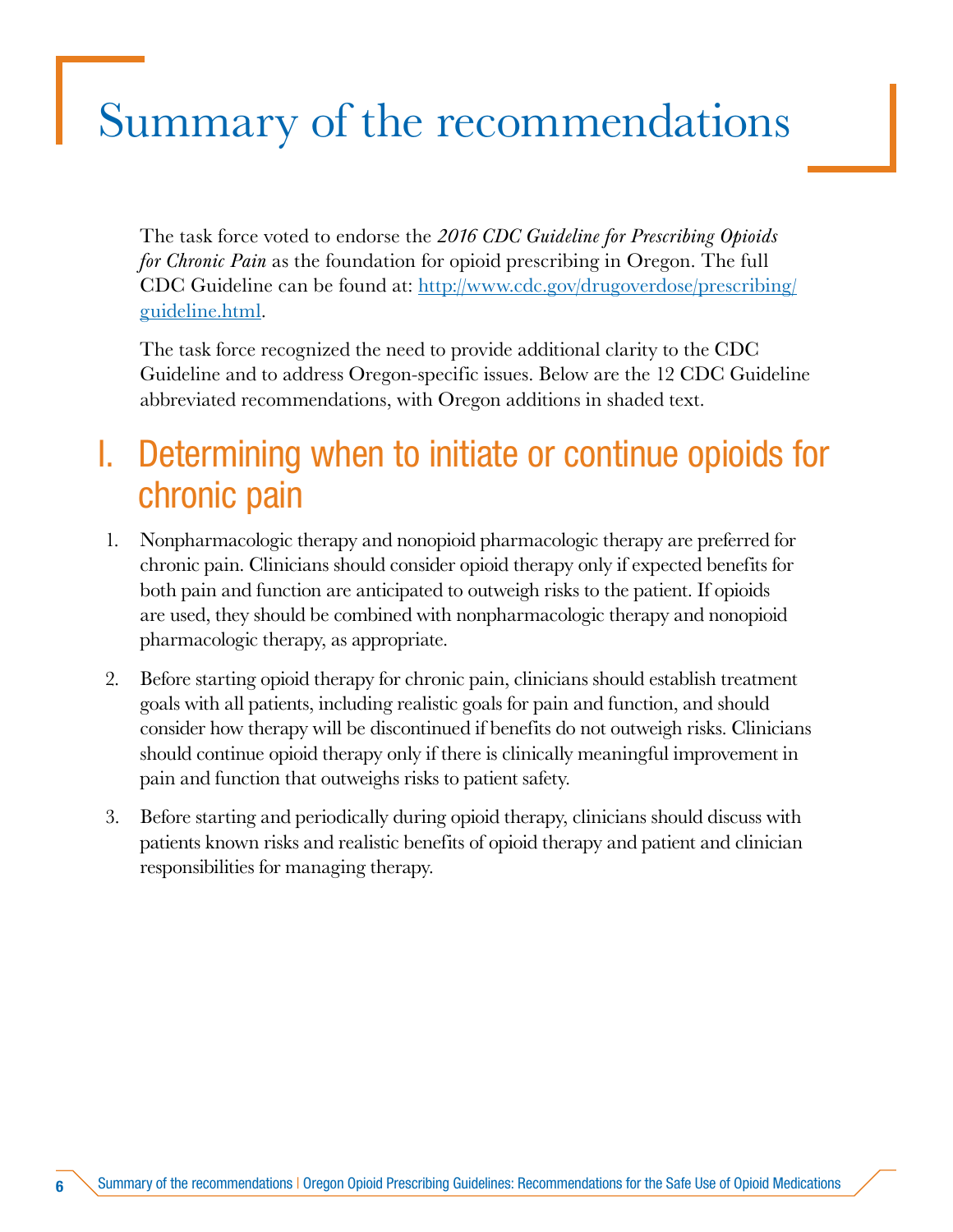# Summary of the recommendations

The task force voted to endorse the *2016 CDC Guideline for Prescribing Opioids for Chronic Pain* as the foundation for opioid prescribing in Oregon. The full CDC Guideline can be found at: [http://www.cdc.gov/drugoverdose/prescribing/guideline.html](http://www.cdc.gov/drugoverdose/prescribing/guideline.html).

The task force recognized the need to provide additional clarity to the CDC Guideline and to address Oregon-specific issues. Below are the 12 CDC Guideline abbreviated recommendations, with Oregon additions in shaded text.

## I. Determining when to initiate or continue opioids for chronic pain

1. Nonpharmacologic therapy and nonopioid pharmacologic therapy are preferred for chronic pain. Clinicians should consider opioid therapy only if expected benefits for both pain and function are anticipated to outweigh risks to the patient. If opioids are used, they should be combined with nonpharmacologic therapy and nonopioid pharmacologic therapy, as appropriate.

2. Before starting opioid therapy for chronic pain, clinicians should establish treatment goals with all patients, including realistic goals for pain and function, and should consider how therapy will be discontinued if benefits do not outweigh risks. Clinicians should continue opioid therapy only if there is clinically meaningful improvement in pain and function that outweighs risks to patient safety.

3. Before starting and periodically during opioid therapy, clinicians should discuss with patients known risks and realistic benefits of opioid therapy and patient and clinician responsibilities for managing therapy.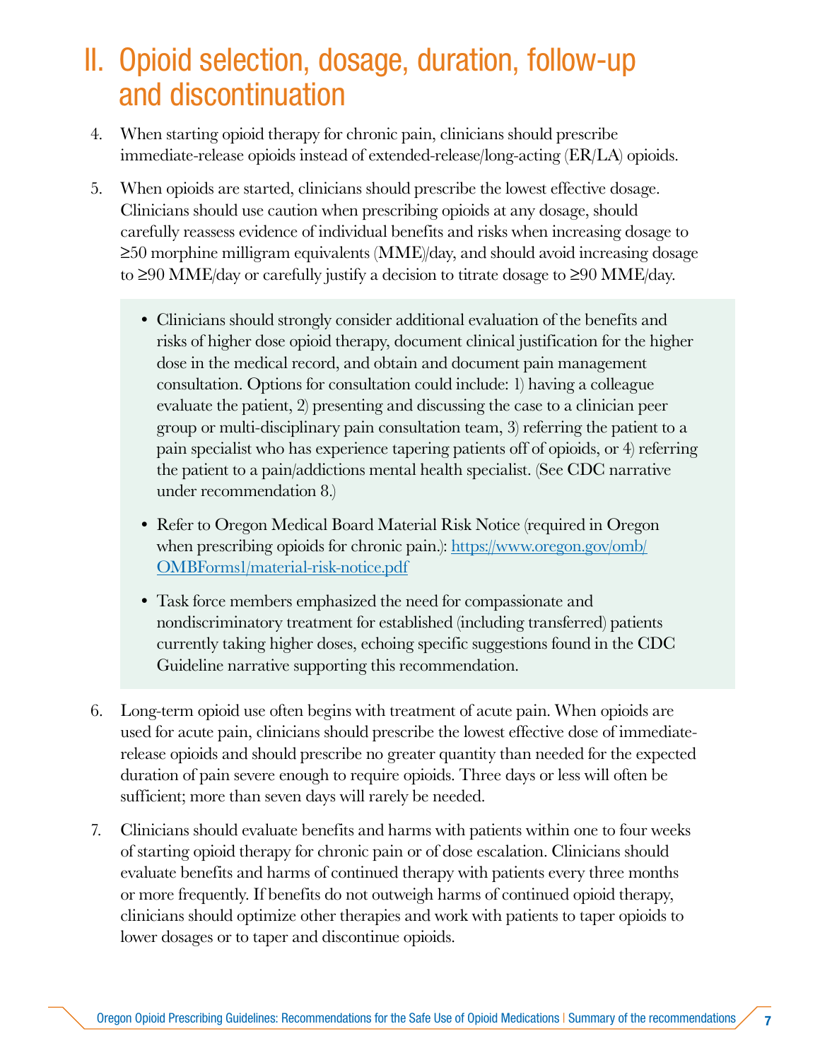## II. Opioid selection, dosage, duration, follow-up and discontinuation

4. When starting opioid therapy for chronic pain, clinicians should prescribe immediate-release opioids instead of extended-release/long-acting (ER/LA) opioids.

5. When opioids are started, clinicians should prescribe the lowest effective dosage. Clinicians should use caution when prescribing opioids at any dosage, should carefully reassess evidence of individual benefits and risks when increasing dosage to ≥50 morphine milligram equivalents (MME)/day, and should avoid increasing dosage to ≥90 MME/day or carefully justify a decision to titrate dosage to ≥90 MME/day.

    - Clinicians should strongly consider additional evaluation of the benefits and risks of higher dose opioid therapy, document clinical justification for the higher dose in the medical record, and obtain and document pain management consultation. Options for consultation could include: 1) having a colleague evaluate the patient, 2) presenting and discussing the case to a clinician peer group or multi-disciplinary pain consultation team, 3) referring the patient to a pain specialist who has experience tapering patients off of opioids, or 4) referring the patient to a pain/addictions mental health specialist. (See CDC narrative under recommendation 8.)

    - Refer to Oregon Medical Board Material Risk Notice (required in Oregon when prescribing opioids for chronic pain.): https://www.oregon.gov/omb/OMBForms1/material-risk-notice.pdf

    - Task force members emphasized the need for compassionate and nondiscriminatory treatment for established (including transferred) patients currently taking higher doses, echoing specific suggestions found in the CDC Guideline narrative supporting this recommendation.

6. Long-term opioid use often begins with treatment of acute pain. When opioids are used for acute pain, clinicians should prescribe the lowest effective dose of immediate-release opioids and should prescribe no greater quantity than needed for the expected duration of pain severe enough to require opioids. Three days or less will often be sufficient; more than seven days will rarely be needed.

7. Clinicians should evaluate benefits and harms with patients within one to four weeks of starting opioid therapy for chronic pain or of dose escalation. Clinicians should evaluate benefits and harms of continued therapy with patients every three months or more frequently. If benefits do not outweigh harms of continued opioid therapy, clinicians should optimize other therapies and work with patients to taper opioids to lower dosages or to taper and discontinue opioids.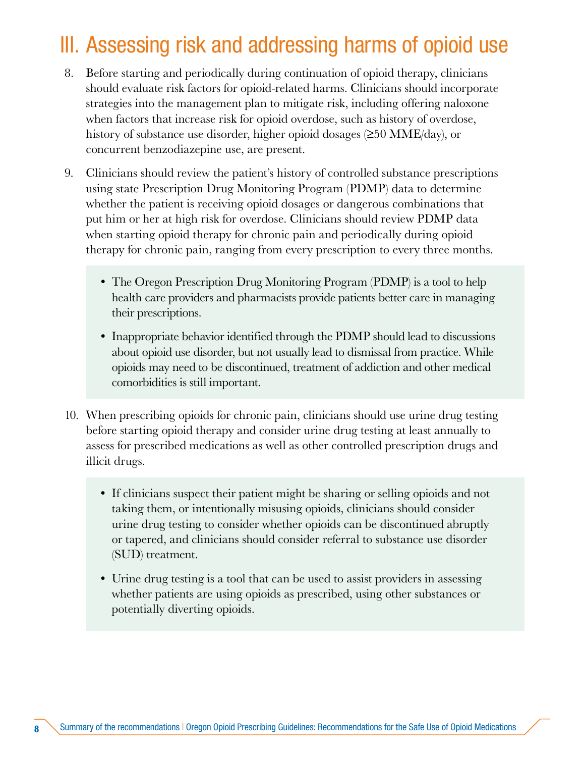# III. Assessing risk and addressing harms of opioid use

8. Before starting and periodically during continuation of opioid therapy, clinicians should evaluate risk factors for opioid-related harms. Clinicians should incorporate strategies into the management plan to mitigate risk, including offering naloxone when factors that increase risk for opioid overdose, such as history of overdose, history of substance use disorder, higher opioid dosages (≥50 MME/day), or concurrent benzodiazepine use, are present.

9. Clinicians should review the patient's history of controlled substance prescriptions using state Prescription Drug Monitoring Program (PDMP) data to determine whether the patient is receiving opioid dosages or dangerous combinations that put him or her at high risk for overdose. Clinicians should review PDMP data when starting opioid therapy for chronic pain and periodically during opioid therapy for chronic pain, ranging from every prescription to every three months.

   - The Oregon Prescription Drug Monitoring Program (PDMP) is a tool to help health care providers and pharmacists provide patients better care in managing their prescriptions.
   - Inappropriate behavior identified through the PDMP should lead to discussions about opioid use disorder, but not usually lead to dismissal from practice. While opioids may need to be discontinued, treatment of addiction and other medical comorbidities is still important.

10. When prescribing opioids for chronic pain, clinicians should use urine drug testing before starting opioid therapy and consider urine drug testing at least annually to assess for prescribed medications as well as other controlled prescription drugs and illicit drugs.

   - If clinicians suspect their patient might be sharing or selling opioids and not taking them, or intentionally misusing opioids, clinicians should consider urine drug testing to consider whether opioids can be discontinued abruptly or tapered, and clinicians should consider referral to substance use disorder (SUD) treatment.
   - Urine drug testing is a tool that can be used to assist providers in assessing whether patients are using opioids as prescribed, using other substances or potentially diverting opioids.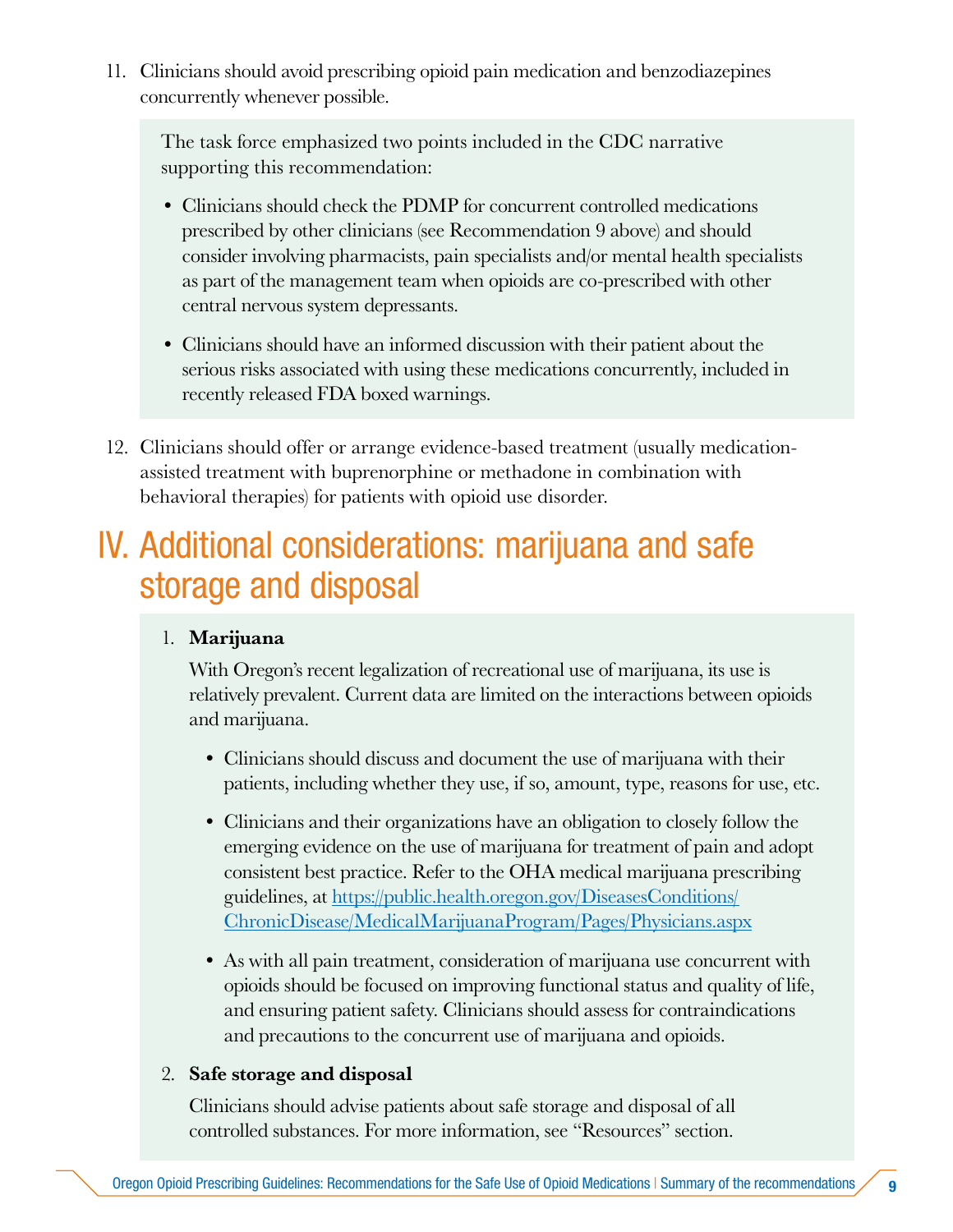11. Clinicians should avoid prescribing opioid pain medication and benzodiazepines concurrently whenever possible.

    The task force emphasized two points included in the CDC narrative supporting this recommendation:

    - Clinicians should check the PDMP for concurrent controlled medications prescribed by other clinicians (see Recommendation 9 above) and should consider involving pharmacists, pain specialists and/or mental health specialists as part of the management team when opioids are co-prescribed with other central nervous system depressants.
    - Clinicians should have an informed discussion with their patient about the serious risks associated with using these medications concurrently, included in recently released FDA boxed warnings.

12. Clinicians should offer or arrange evidence-based treatment (usually medication-assisted treatment with buprenorphine or methadone in combination with behavioral therapies) for patients with opioid use disorder.

# IV. Additional considerations: marijuana and safe storage and disposal

1. **Marijuana**

   With Oregon's recent legalization of recreational use of marijuana, its use is relatively prevalent. Current data are limited on the interactions between opioids and marijuana.

   - Clinicians should discuss and document the use of marijuana with their patients, including whether they use, if so, amount, type, reasons for use, etc.
   - Clinicians and their organizations have an obligation to closely follow the emerging evidence on the use of marijuana for treatment of pain and adopt consistent best practice. Refer to the OHA medical marijuana prescribing guidelines, at https://public.health.oregon.gov/DiseasesConditions/ChronicDisease/MedicalMarijuanaProgram/Pages/Physicians.aspx
   - As with all pain treatment, consideration of marijuana use concurrent with opioids should be focused on improving functional status and quality of life, and ensuring patient safety. Clinicians should assess for contraindications and precautions to the concurrent use of marijuana and opioids.

2. **Safe storage and disposal**

   Clinicians should advise patients about safe storage and disposal of all controlled substances. For more information, see "Resources" section.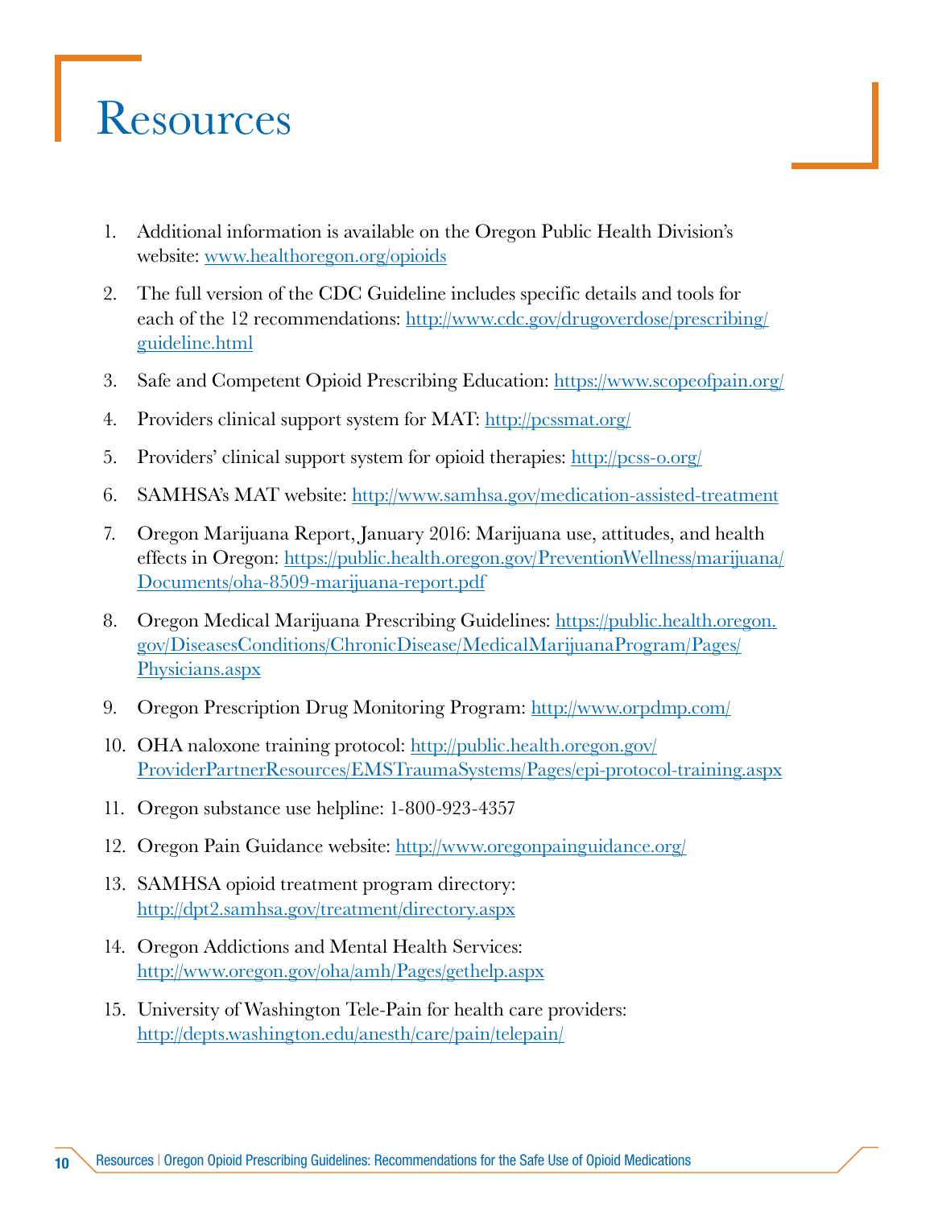# Resources

1. Additional information is available on the Oregon Public Health Division's website: www.healthoregon.org/opioids
2. The full version of the CDC Guideline includes specific details and tools for each of the 12 recommendations: http://www.cdc.gov/drugoverdose/prescribing/guideline.html
3. Safe and Competent Opioid Prescribing Education: https://www.scopeofpain.org/
4. Providers clinical support system for MAT: http://pcssmat.org/
5. Providers' clinical support system for opioid therapies: http://pcss-o.org/
6. SAMHSA's MAT website: http://www.samhsa.gov/medication-assisted-treatment
7. Oregon Marijuana Report, January 2016: Marijuana use, attitudes, and health effects in Oregon: https://public.health.oregon.gov/PreventionWellness/marijuana/Documents/oha-8509-marijuana-report.pdf
8. Oregon Medical Marijuana Prescribing Guidelines: https://public.health.oregon.gov/DiseasesConditions/ChronicDisease/MedicalMarijuanaProgram/Pages/Physicians.aspx
9. Oregon Prescription Drug Monitoring Program: http://www.orpdmp.com/
10. OHA naloxone training protocol: http://public.health.oregon.gov/ProviderPartnerResources/EMSTraumaSystems/Pages/epi-protocol-training.aspx
11. Oregon substance use helpline: 1-800-923-4357
12. Oregon Pain Guidance website: http://www.oregonpainguidance.org/
13. SAMHSA opioid treatment program directory: http://dpt2.samhsa.gov/treatment/directory.aspx
14. Oregon Addictions and Mental Health Services: http://www.oregon.gov/oha/amh/Pages/gethelp.aspx
15. University of Washington Tele-Pain for health care providers: http://depts.washington.edu/anesth/care/pain/telepain/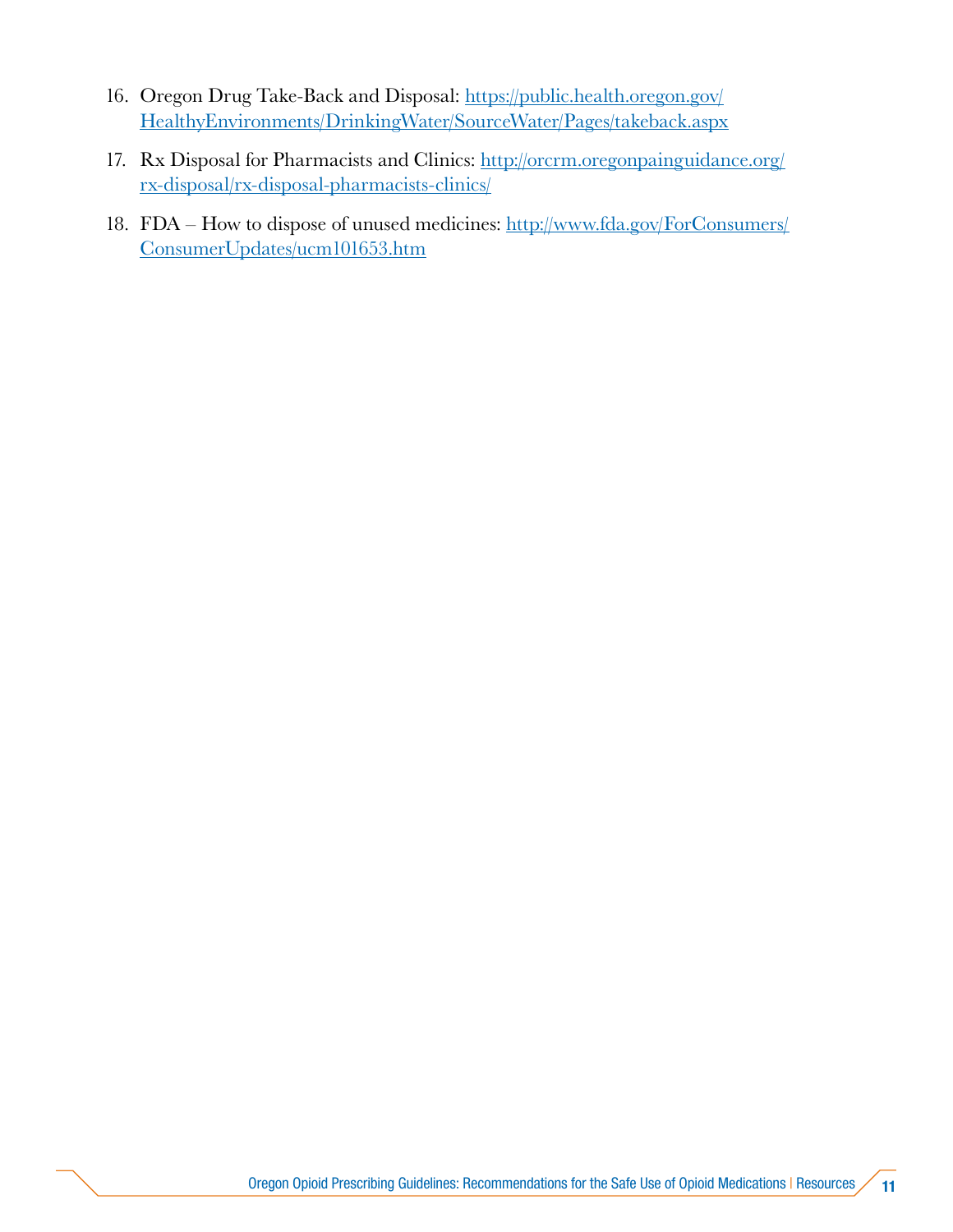16. Oregon Drug Take-Back and Disposal: [https://public.health.oregon.gov/HealthyEnvironments/DrinkingWater/SourceWater/Pages/takeback.aspx](https://public.health.oregon.gov/HealthyEnvironments/DrinkingWater/SourceWater/Pages/takeback.aspx)
17. Rx Disposal for Pharmacists and Clinics: [http://orcrm.oregonpainguidance.org/rx-disposal/rx-disposal-pharmacists-clinics/](http://orcrm.oregonpainguidance.org/rx-disposal/rx-disposal-pharmacists-clinics/)
18. FDA – How to dispose of unused medicines: [http://www.fda.gov/ForConsumers/ConsumerUpdates/ucm101653.htm](http://www.fda.gov/ForConsumers/ConsumerUpdates/ucm101653.htm)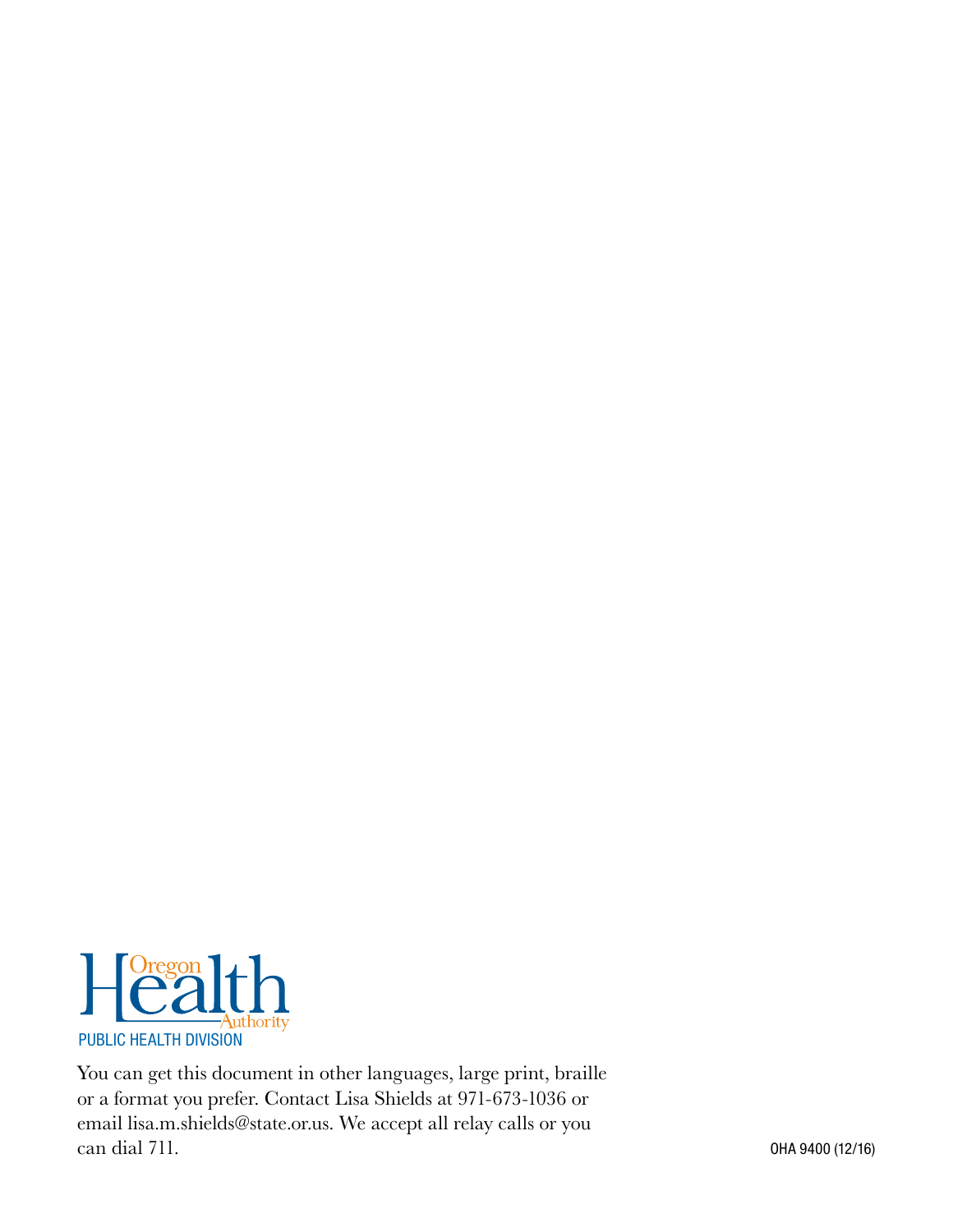Oregon Health Authority

PUBLIC HEALTH DIVISION

You can get this document in other languages, large print, braille or a format you prefer. Contact Lisa Shields at 971-673-1036 or email lisa.m.shields@state.or.us. We accept all relay calls or you can dial 711.

OHA 9400 (12/16)